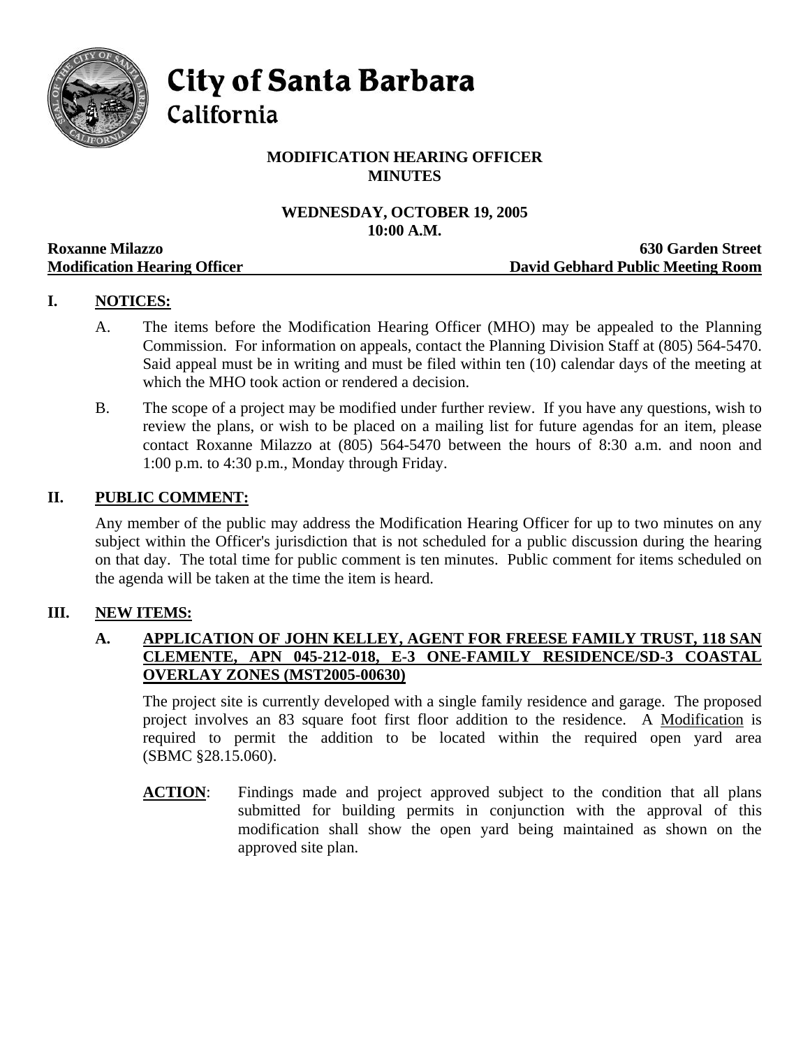# City of Santa Barbara
## California

**MODIFICATION HEARING OFFICER**
**MINUTES**

**WEDNESDAY, OCTOBER 19, 2005**
**10:00 A.M.**

**Roxanne Milazzo** — **630 Garden Street**
**Modification Hearing Officer** — **David Gebhard Public Meeting Room**

## I. NOTICES:

A. The items before the Modification Hearing Officer (MHO) may be appealed to the Planning Commission. For information on appeals, contact the Planning Division Staff at (805) 564-5470. Said appeal must be in writing and must be filed within ten (10) calendar days of the meeting at which the MHO took action or rendered a decision.

B. The scope of a project may be modified under further review. If you have any questions, wish to review the plans, or wish to be placed on a mailing list for future agendas for an item, please contact Roxanne Milazzo at (805) 564-5470 between the hours of 8:30 a.m. and noon and 1:00 p.m. to 4:30 p.m., Monday through Friday.

## II. PUBLIC COMMENT:

Any member of the public may address the Modification Hearing Officer for up to two minutes on any subject within the Officer's jurisdiction that is not scheduled for a public discussion during the hearing on that day. The total time for public comment is ten minutes. Public comment for items scheduled on the agenda will be taken at the time the item is heard.

## III. NEW ITEMS:

### A. APPLICATION OF JOHN KELLEY, AGENT FOR FREESE FAMILY TRUST, 118 SAN CLEMENTE, APN 045-212-018, E-3 ONE-FAMILY RESIDENCE/SD-3 COASTAL OVERLAY ZONES (MST2005-00630)

The project site is currently developed with a single family residence and garage. The proposed project involves an 83 square foot first floor addition to the residence. A Modification is required to permit the addition to be located within the required open yard area (SBMC §28.15.060).

**ACTION**: Findings made and project approved subject to the condition that all plans submitted for building permits in conjunction with the approval of this modification shall show the open yard being maintained as shown on the approved site plan.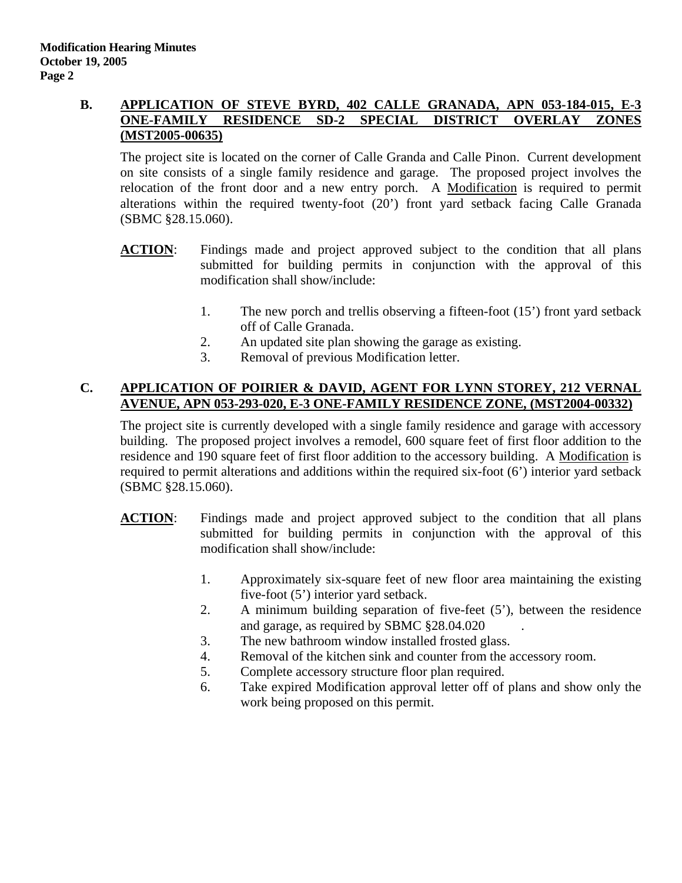### B. APPLICATION OF STEVE BYRD, 402 CALLE GRANADA, APN 053-184-015, E-3 ONE-FAMILY RESIDENCE SD-2 SPECIAL DISTRICT OVERLAY ZONES (MST2005-00635)

The project site is located on the corner of Calle Granda and Calle Pinon. Current development on site consists of a single family residence and garage. The proposed project involves the relocation of the front door and a new entry porch. A Modification is required to permit alterations within the required twenty-foot (20') front yard setback facing Calle Granada (SBMC §28.15.060).

**ACTION**: Findings made and project approved subject to the condition that all plans submitted for building permits in conjunction with the approval of this modification shall show/include:

1. The new porch and trellis observing a fifteen-foot (15') front yard setback off of Calle Granada.
2. An updated site plan showing the garage as existing.
3. Removal of previous Modification letter.

### C. APPLICATION OF POIRIER & DAVID, AGENT FOR LYNN STOREY, 212 VERNAL AVENUE, APN 053-293-020, E-3 ONE-FAMILY RESIDENCE ZONE, (MST2004-00332)

The project site is currently developed with a single family residence and garage with accessory building. The proposed project involves a remodel, 600 square feet of first floor addition to the residence and 190 square feet of first floor addition to the accessory building. A Modification is required to permit alterations and additions within the required six-foot (6') interior yard setback (SBMC §28.15.060).

**ACTION**: Findings made and project approved subject to the condition that all plans submitted for building permits in conjunction with the approval of this modification shall show/include:

1. Approximately six-square feet of new floor area maintaining the existing five-foot (5') interior yard setback.
2. A minimum building separation of five-feet (5'), between the residence and garage, as required by SBMC §28.04.020 .
3. The new bathroom window installed frosted glass.
4. Removal of the kitchen sink and counter from the accessory room.
5. Complete accessory structure floor plan required.
6. Take expired Modification approval letter off of plans and show only the work being proposed on this permit.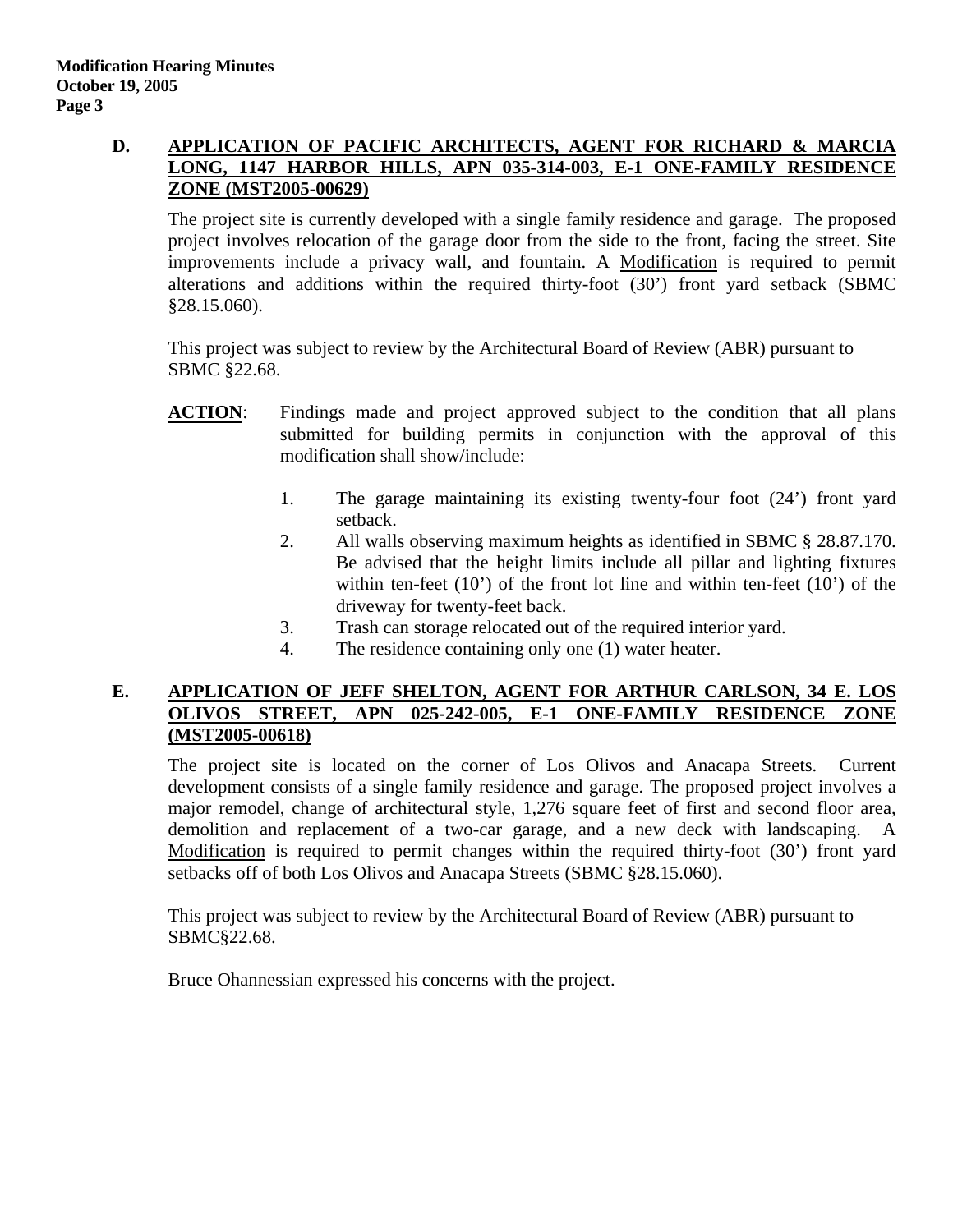**D. APPLICATION OF PACIFIC ARCHITECTS, AGENT FOR RICHARD & MARCIA LONG, 1147 HARBOR HILLS, APN 035-314-003, E-1 ONE-FAMILY RESIDENCE ZONE (MST2005-00629)**

The project site is currently developed with a single family residence and garage. The proposed project involves relocation of the garage door from the side to the front, facing the street. Site improvements include a privacy wall, and fountain. A Modification is required to permit alterations and additions within the required thirty-foot (30') front yard setback (SBMC §28.15.060).

This project was subject to review by the Architectural Board of Review (ABR) pursuant to SBMC §22.68.

**ACTION**: Findings made and project approved subject to the condition that all plans submitted for building permits in conjunction with the approval of this modification shall show/include:

1. The garage maintaining its existing twenty-four foot (24') front yard setback.
2. All walls observing maximum heights as identified in SBMC § 28.87.170. Be advised that the height limits include all pillar and lighting fixtures within ten-feet (10') of the front lot line and within ten-feet (10') of the driveway for twenty-feet back.
3. Trash can storage relocated out of the required interior yard.
4. The residence containing only one (1) water heater.

**E. APPLICATION OF JEFF SHELTON, AGENT FOR ARTHUR CARLSON, 34 E. LOS OLIVOS STREET, APN 025-242-005, E-1 ONE-FAMILY RESIDENCE ZONE (MST2005-00618)**

The project site is located on the corner of Los Olivos and Anacapa Streets. Current development consists of a single family residence and garage. The proposed project involves a major remodel, change of architectural style, 1,276 square feet of first and second floor area, demolition and replacement of a two-car garage, and a new deck with landscaping. A Modification is required to permit changes within the required thirty-foot (30') front yard setbacks off of both Los Olivos and Anacapa Streets (SBMC §28.15.060).

This project was subject to review by the Architectural Board of Review (ABR) pursuant to SBMC§22.68.

Bruce Ohannessian expressed his concerns with the project.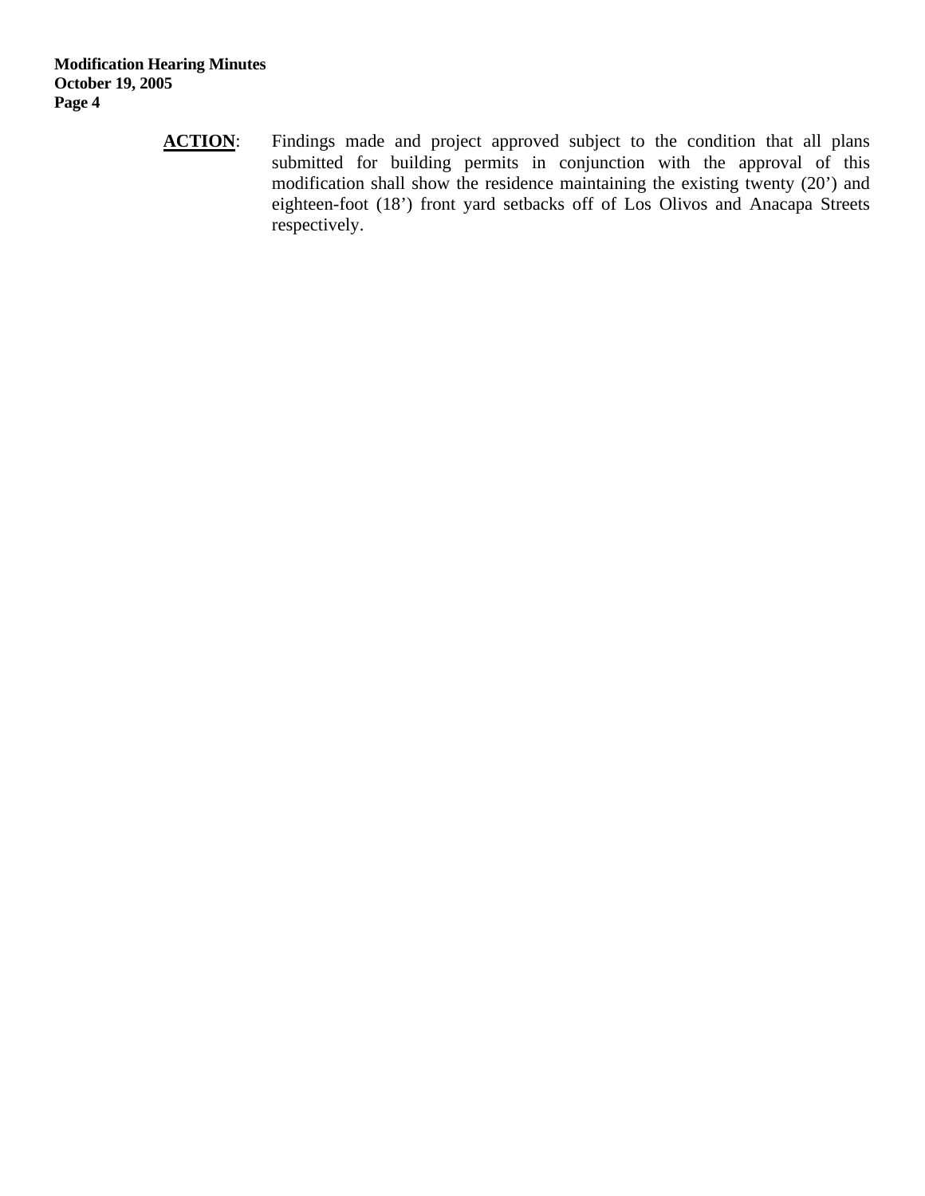**ACTION**: Findings made and project approved subject to the condition that all plans submitted for building permits in conjunction with the approval of this modification shall show the residence maintaining the existing twenty (20’) and eighteen-foot (18’) front yard setbacks off of Los Olivos and Anacapa Streets respectively.